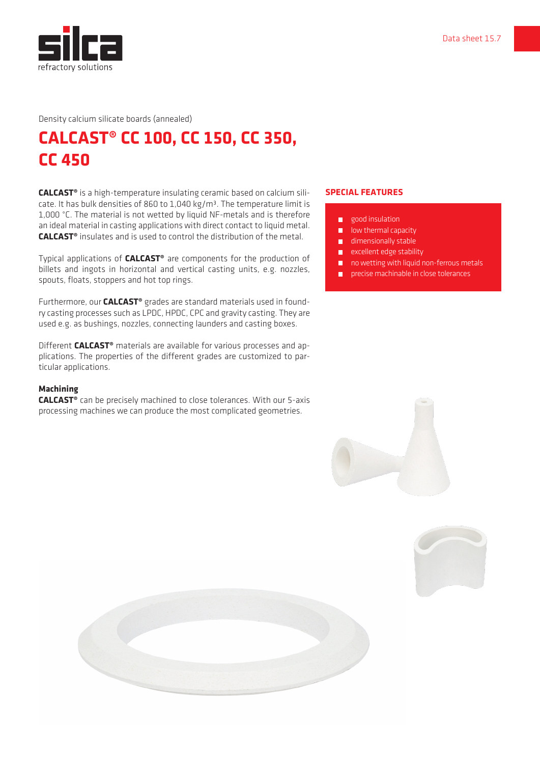Density calcium silicate boards (annealed)

# CALCAST® CC 100, CC 150, CC 350, CC 450

**CALCAST®** is a high-temperature insulating ceramic based on calcium silicate. It has bulk densities of 860 to 1,040 kg/m³. The temperature limit is 1,000 °C. The material is not wetted by liquid NF-metals and is therefore an ideal material in casting applications with direct contact to liquid metal. **CALCAST®** insulates and is used to control the distribution of the metal.

Typical applications of **CALCAST®** are components for the production of billets and ingots in horizontal and vertical casting units, e.g. nozzles, spouts, floats, stoppers and hot top rings.

Furthermore, our **CALCAST®** grades are standard materials used in foundry casting processes such as LPDC, HPDC, CPC and gravity casting. They are used e.g. as bushings, nozzles, connecting launders and casting boxes.

Different **CALCAST®** materials are available for various processes and applications. The properties of the different grades are customized to particular applications.

**Machining**
**CALCAST®** can be precisely machined to close tolerances. With our 5-axis processing machines we can produce the most complicated geometries.

## SPECIAL FEATURES

- good insulation
- low thermal capacity
- dimensionally stable
- excellent edge stability
- no wetting with liquid non-ferrous metals
- precise machinable in close tolerances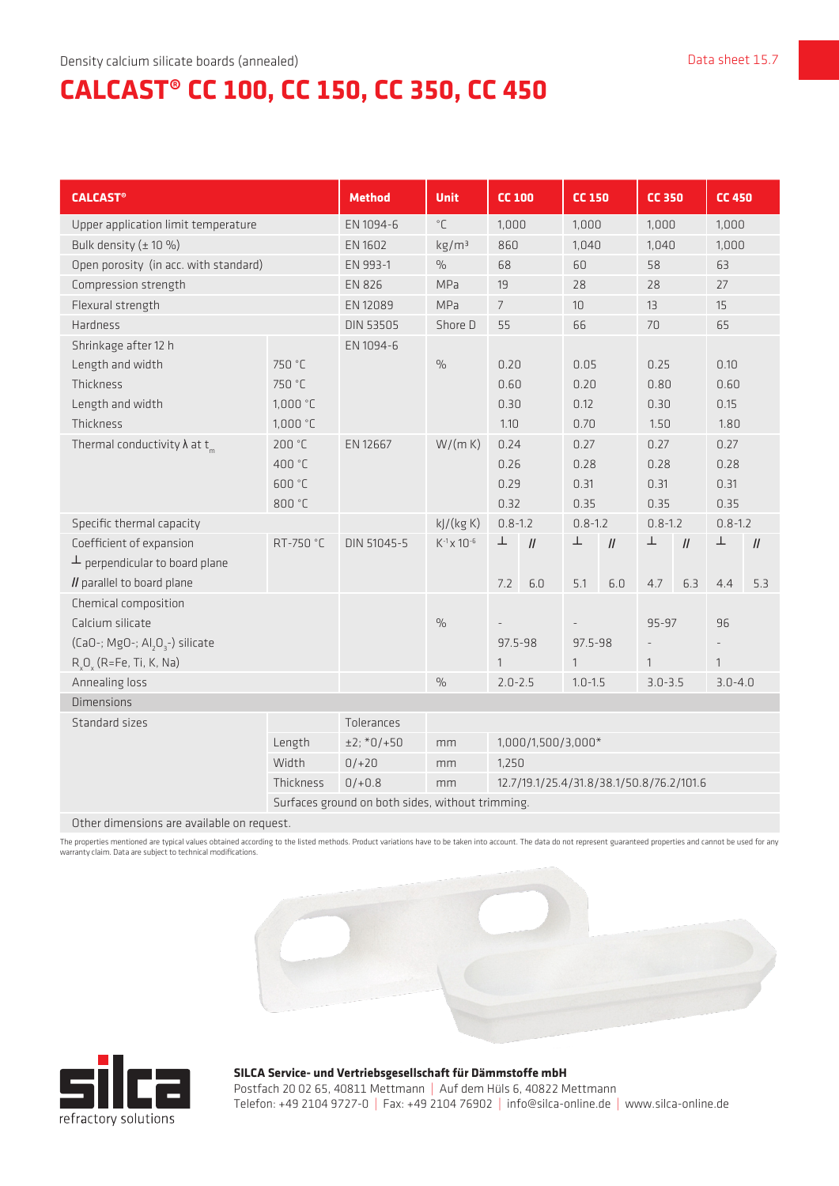Density calcium silicate boards (annealed)

Data sheet 15.7

# CALCAST® CC 100, CC 150, CC 350, CC 450

| CALCAST® | | Method | Unit | CC 100 | | CC 150 | | CC 350 | | CC 450 | |
|---|---|---|---|---|---|---|---|---|---|---|---|
| Upper application limit temperature | | EN 1094-6 | °C | 1,000 | | 1,000 | | 1,000 | | 1,000 | |
| Bulk density (± 10 %) | | EN 1602 | kg/m³ | 860 | | 1,040 | | 1,040 | | 1,000 | |
| Open porosity (in acc. with standard) | | EN 993-1 | % | 68 | | 60 | | 58 | | 63 | |
| Compression strength | | EN 826 | MPa | 19 | | 28 | | 28 | | 27 | |
| Flexural strength | | EN 12089 | MPa | 7 | | 10 | | 13 | | 15 | |
| Hardness | | DIN 53505 | Shore D | 55 | | 66 | | 70 | | 65 | |
| Shrinkage after 12 h | | EN 1094-6 | | | | | | | | | |
| Length and width | 750 °C | | % | 0.20 | | 0.05 | | 0.25 | | 0.10 | |
| Thickness | 750 °C | | | 0.60 | | 0.20 | | 0.80 | | 0.60 | |
| Length and width | 1,000 °C | | | 0.30 | | 0.12 | | 0.30 | | 0.15 | |
| Thickness | 1,000 °C | | | 1.10 | | 0.70 | | 1.50 | | 1.80 | |
| Thermal conductivity λ at $t_m$ | 200 °C | EN 12667 | W/(m K) | 0.24 | | 0.27 | | 0.27 | | 0.27 | |
| | 400 °C | | | 0.26 | | 0.28 | | 0.28 | | 0.28 | |
| | 600 °C | | | 0.29 | | 0.31 | | 0.31 | | 0.31 | |
| | 800 °C | | | 0.32 | | 0.35 | | 0.35 | | 0.35 | |
| Specific thermal capacity | | | kJ/(kg K) | 0.8-1.2 | | 0.8-1.2 | | 0.8-1.2 | | 0.8-1.2 | |
| Coefficient of expansion | RT-750 °C | DIN 51045-5 | $K^{-1} x 10^{-6}$ | ⊥ | // | ⊥ | // | ⊥ | // | ⊥ | // |
| ⊥ perpendicular to board plane | | | | | | | | | | | |
| // parallel to board plane | | | | 7.2 | 6.0 | 5.1 | 6.0 | 4.7 | 6.3 | 4.4 | 5.3 |
| Chemical composition | | | | | | | | | | | |
| Calcium silicate | | | % | - | | - | | 95-97 | | 96 | |
| (CaO-; MgO-; $Al_2O_3$-) silicate | | | | 97.5-98 | | 97.5-98 | | - | | - | |
| $R_xO_x$ (R=Fe, Ti, K, Na) | | | | 1 | | 1 | | 1 | | 1 | |
| Annealing loss | | | % | 2.0-2.5 | | 1.0-1.5 | | 3.0-3.5 | | 3.0-4.0 | |
| Dimensions | | | | | | | | | | | |
| Standard sizes | | Tolerances | | | | | | | | | |
| | Length | ±2; *0/+50 | mm | 1,000/1,500/3,000* | | | | | | | |
| | Width | 0/+20 | mm | 1,250 | | | | | | | |
| | Thickness | 0/+0.8 | mm | 12.7/19.1/25.4/31.8/38.1/50.8/76.2/101.6 | | | | | | | |
| | Surfaces ground on both sides, without trimming. | | | | | | | | | | |
| Other dimensions are available on request. | | | | | | | | | | | |

The properties mentioned are typical values obtained according to the listed methods. Product variations have to be taken into account. The data do not represent guaranteed properties and cannot be used for any warranty claim. Data are subject to technical modifications.

silca
refractory solutions

**SILCA Service- und Vertriebsgesellschaft für Dämmstoffe mbH**
Postfach 20 02 65, 40811 Mettmann | Auf dem Hüls 6, 40822 Mettmann
Telefon: +49 2104 9727-0 | Fax: +49 2104 76902 | info@silca-online.de | www.silca-online.de